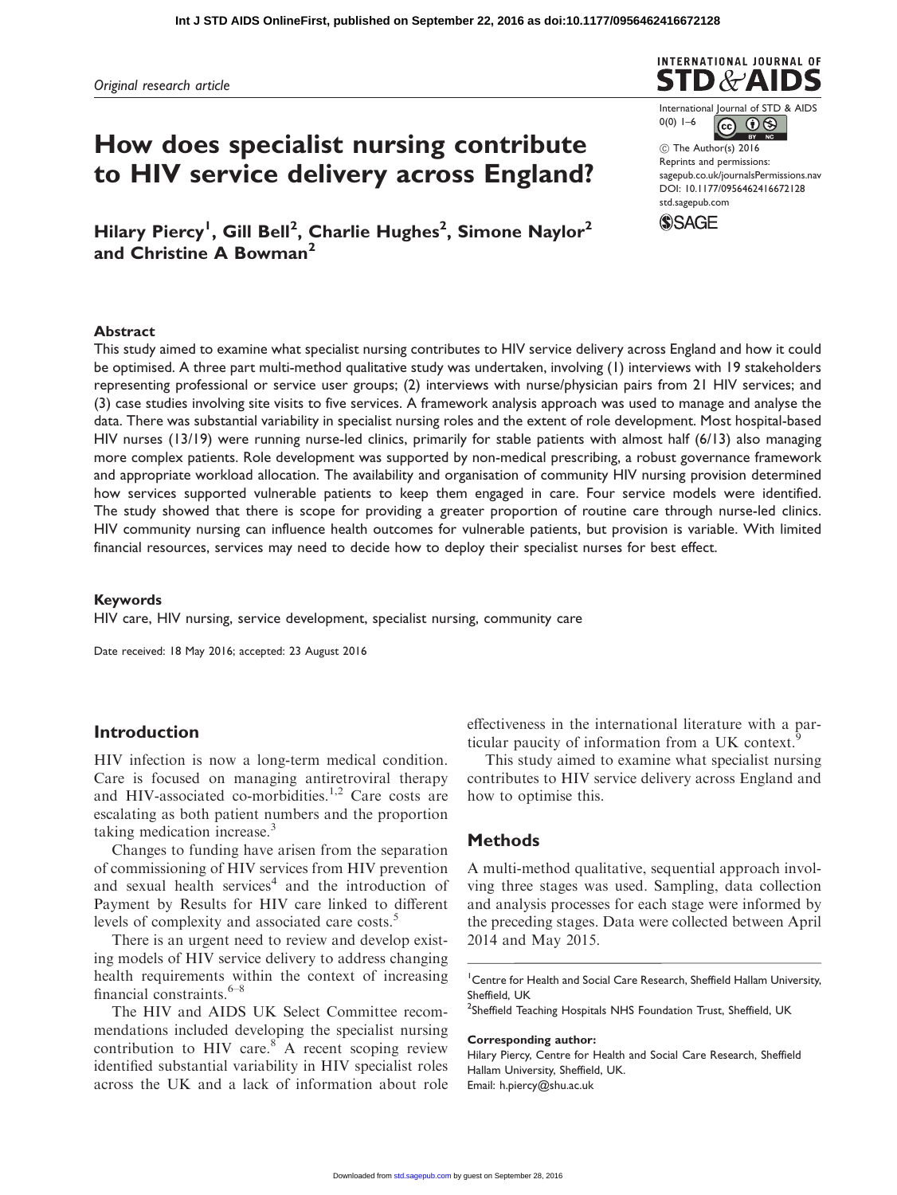*Original research article*

# How does specialist nursing contribute to HIV service delivery across England?

**Hilary Piercy[1], Gill Bell[2], Charlie Hughes[2], Simone Naylor[2] and Christine A Bowman[2]**

## Abstract

This study aimed to examine what specialist nursing contributes to HIV service delivery across England and how it could be optimised. A three part multi-method qualitative study was undertaken, involving (1) interviews with 19 stakeholders representing professional or service user groups; (2) interviews with nurse/physician pairs from 21 HIV services; and (3) case studies involving site visits to five services. A framework analysis approach was used to manage and analyse the data. There was substantial variability in specialist nursing roles and the extent of role development. Most hospital-based HIV nurses (13/19) were running nurse-led clinics, primarily for stable patients with almost half (6/13) also managing more complex patients. Role development was supported by non-medical prescribing, a robust governance framework and appropriate workload allocation. The availability and organisation of community HIV nursing provision determined how services supported vulnerable patients to keep them engaged in care. Four service models were identified. The study showed that there is scope for providing a greater proportion of routine care through nurse-led clinics. HIV community nursing can influence health outcomes for vulnerable patients, but provision is variable. With limited financial resources, services may need to decide how to deploy their specialist nurses for best effect.

### Keywords

HIV care, HIV nursing, service development, specialist nursing, community care

Date received: 18 May 2016; accepted: 23 August 2016

## Introduction

HIV infection is now a long-term medical condition. Care is focused on managing antiretroviral therapy and HIV-associated co-morbidities.[1,2] Care costs are escalating as both patient numbers and the proportion taking medication increase.[3]

Changes to funding have arisen from the separation of commissioning of HIV services from HIV prevention and sexual health services[4] and the introduction of Payment by Results for HIV care linked to different levels of complexity and associated care costs.[5]

There is an urgent need to review and develop existing models of HIV service delivery to address changing health requirements within the context of increasing financial constraints.[6–8]

The HIV and AIDS UK Select Committee recommendations included developing the specialist nursing contribution to HIV care.[8] A recent scoping review identified substantial variability in HIV specialist roles across the UK and a lack of information about role effectiveness in the international literature with a particular paucity of information from a UK context.[9]

This study aimed to examine what specialist nursing contributes to HIV service delivery across England and how to optimise this.

## Methods

A multi-method qualitative, sequential approach involving three stages was used. Sampling, data collection and analysis processes for each stage were informed by the preceding stages. Data were collected between April 2014 and May 2015.

[1]Centre for Health and Social Care Research, Sheffield Hallam University, Sheffield, UK
[2]Sheffield Teaching Hospitals NHS Foundation Trust, Sheffield, UK

**Corresponding author:**
Hilary Piercy, Centre for Health and Social Care Research, Sheffield Hallam University, Sheffield, UK.
Email: h.piercy@shu.ac.uk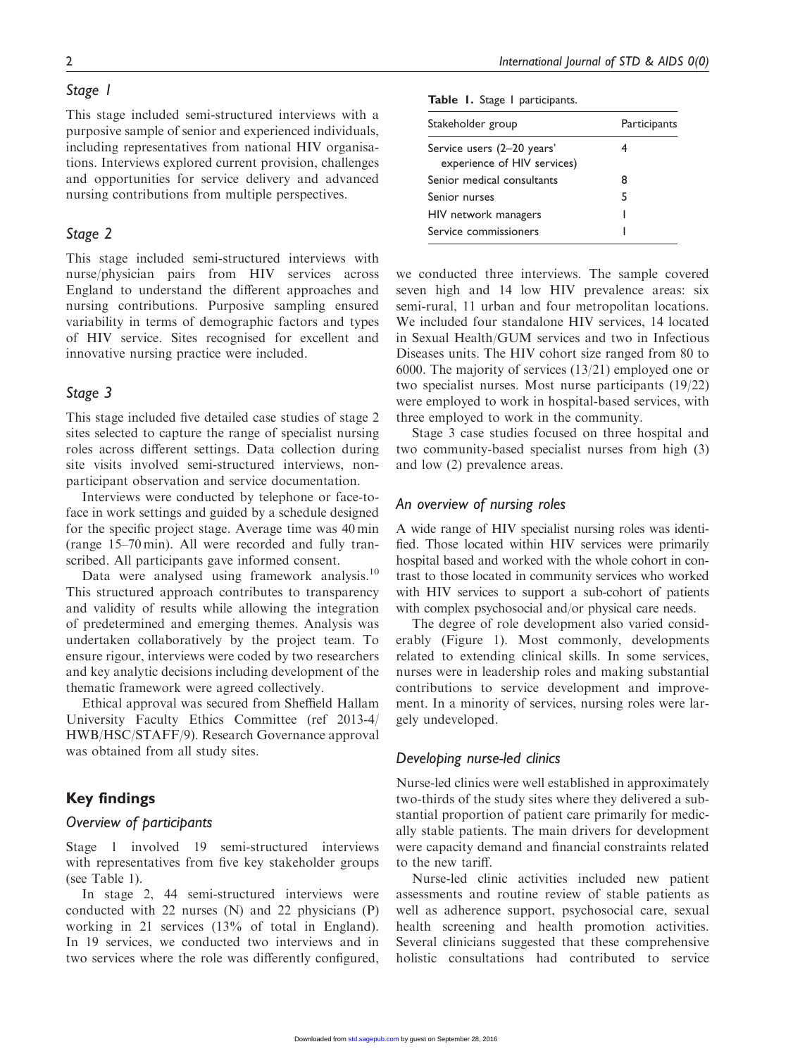### Stage 1

This stage included semi-structured interviews with a purposive sample of senior and experienced individuals, including representatives from national HIV organisations. Interviews explored current provision, challenges and opportunities for service delivery and advanced nursing contributions from multiple perspectives.

### Stage 2

This stage included semi-structured interviews with nurse/physician pairs from HIV services across England to understand the different approaches and nursing contributions. Purposive sampling ensured variability in terms of demographic factors and types of HIV service. Sites recognised for excellent and innovative nursing practice were included.

### Stage 3

This stage included five detailed case studies of stage 2 sites selected to capture the range of specialist nursing roles across different settings. Data collection during site visits involved semi-structured interviews, non-participant observation and service documentation.

Interviews were conducted by telephone or face-to-face in work settings and guided by a schedule designed for the specific project stage. Average time was 40 min (range 15–70 min). All were recorded and fully transcribed. All participants gave informed consent.

Data were analysed using framework analysis.[10] This structured approach contributes to transparency and validity of results while allowing the integration of predetermined and emerging themes. Analysis was undertaken collaboratively by the project team. To ensure rigour, interviews were coded by two researchers and key analytic decisions including development of the thematic framework were agreed collectively.

Ethical approval was secured from Sheffield Hallam University Faculty Ethics Committee (ref 2013-4/HWB/HSC/STAFF/9). Research Governance approval was obtained from all study sites.

## Key findings

### Overview of participants

Stage 1 involved 19 semi-structured interviews with representatives from five key stakeholder groups (see Table 1).

**Table 1.** Stage 1 participants.

| Stakeholder group | Participants |
|---|---|
| Service users (2–20 years' experience of HIV services) | 4 |
| Senior medical consultants | 8 |
| Senior nurses | 5 |
| HIV network managers | 1 |
| Service commissioners | 1 |

In stage 2, 44 semi-structured interviews were conducted with 22 nurses (N) and 22 physicians (P) working in 21 services (13% of total in England). In 19 services, we conducted two interviews and in two services where the role was differently configured, we conducted three interviews. The sample covered seven high and 14 low HIV prevalence areas: six semi-rural, 11 urban and four metropolitan locations. We included four standalone HIV services, 14 located in Sexual Health/GUM services and two in Infectious Diseases units. The HIV cohort size ranged from 80 to 6000. The majority of services (13/21) employed one or two specialist nurses. Most nurse participants (19/22) were employed to work in hospital-based services, with three employed to work in the community.

Stage 3 case studies focused on three hospital and two community-based specialist nurses from high (3) and low (2) prevalence areas.

### An overview of nursing roles

A wide range of HIV specialist nursing roles was identified. Those located within HIV services were primarily hospital based and worked with the whole cohort in contrast to those located in community services who worked with HIV services to support a sub-cohort of patients with complex psychosocial and/or physical care needs.

The degree of role development also varied considerably (Figure 1). Most commonly, developments related to extending clinical skills. In some services, nurses were in leadership roles and making substantial contributions to service development and improvement. In a minority of services, nursing roles were largely undeveloped.

### Developing nurse-led clinics

Nurse-led clinics were well established in approximately two-thirds of the study sites where they delivered a substantial proportion of patient care primarily for medically stable patients. The main drivers for development were capacity demand and financial constraints related to the new tariff.

Nurse-led clinic activities included new patient assessments and routine review of stable patients as well as adherence support, psychosocial care, sexual health screening and health promotion activities. Several clinicians suggested that these comprehensive holistic consultations had contributed to service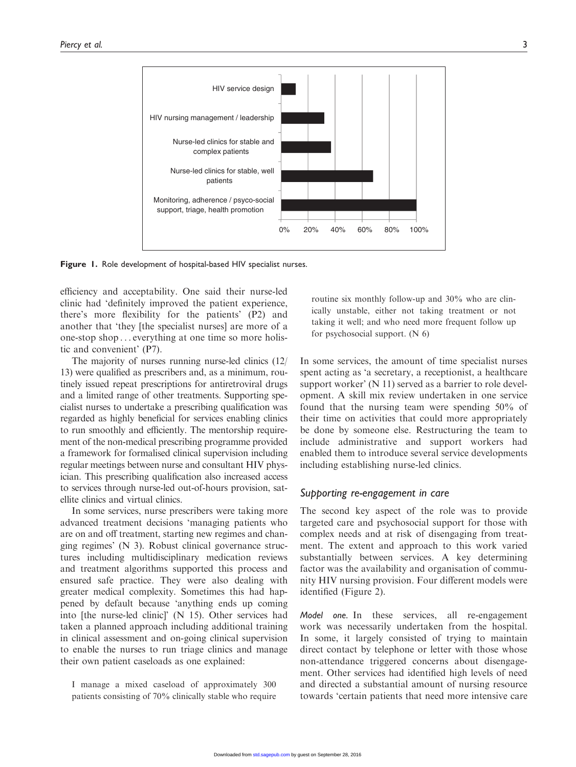**Figure 1.** Role development of hospital-based HIV specialist nurses.

efficiency and acceptability. One said their nurse-led clinic had 'definitely improved the patient experience, there's more flexibility for the patients' (P2) and another that 'they [the specialist nurses] are more of a one-stop shop . . . everything at one time so more holistic and convenient' (P7).

The majority of nurses running nurse-led clinics (12/13) were qualified as prescribers and, as a minimum, routinely issued repeat prescriptions for antiretroviral drugs and a limited range of other treatments. Supporting specialist nurses to undertake a prescribing qualification was regarded as highly beneficial for services enabling clinics to run smoothly and efficiently. The mentorship requirement of the non-medical prescribing programme provided a framework for formalised clinical supervision including regular meetings between nurse and consultant HIV physician. This prescribing qualification also increased access to services through nurse-led out-of-hours provision, satellite clinics and virtual clinics.

In some services, nurse prescribers were taking more advanced treatment decisions 'managing patients who are on and off treatment, starting new regimes and changing regimes' (N 3). Robust clinical governance structures including multidisciplinary medication reviews and treatment algorithms supported this process and ensured safe practice. They were also dealing with greater medical complexity. Sometimes this had happened by default because 'anything ends up coming into [the nurse-led clinic]' (N 15). Other services had taken a planned approach including additional training in clinical assessment and on-going clinical supervision to enable the nurses to run triage clinics and manage their own patient caseloads as one explained:

> I manage a mixed caseload of approximately 300 patients consisting of 70% clinically stable who require routine six monthly follow-up and 30% who are clinically unstable, either not taking treatment or not taking it well; and who need more frequent follow up for psychosocial support. (N 6)

In some services, the amount of time specialist nurses spent acting as 'a secretary, a receptionist, a healthcare support worker' (N 11) served as a barrier to role development. A skill mix review undertaken in one service found that the nursing team were spending 50% of their time on activities that could more appropriately be done by someone else. Restructuring the team to include administrative and support workers had enabled them to introduce several service developments including establishing nurse-led clinics.

## *Supporting re-engagement in care*

The second key aspect of the role was to provide targeted care and psychosocial support for those with complex needs and at risk of disengaging from treatment. The extent and approach to this work varied substantially between services. A key determining factor was the availability and organisation of community HIV nursing provision. Four different models were identified (Figure 2).

*Model one.* In these services, all re-engagement work was necessarily undertaken from the hospital. In some, it largely consisted of trying to maintain direct contact by telephone or letter with those whose non-attendance triggered concerns about disengagement. Other services had identified high levels of need and directed a substantial amount of nursing resource towards 'certain patients that need more intensive care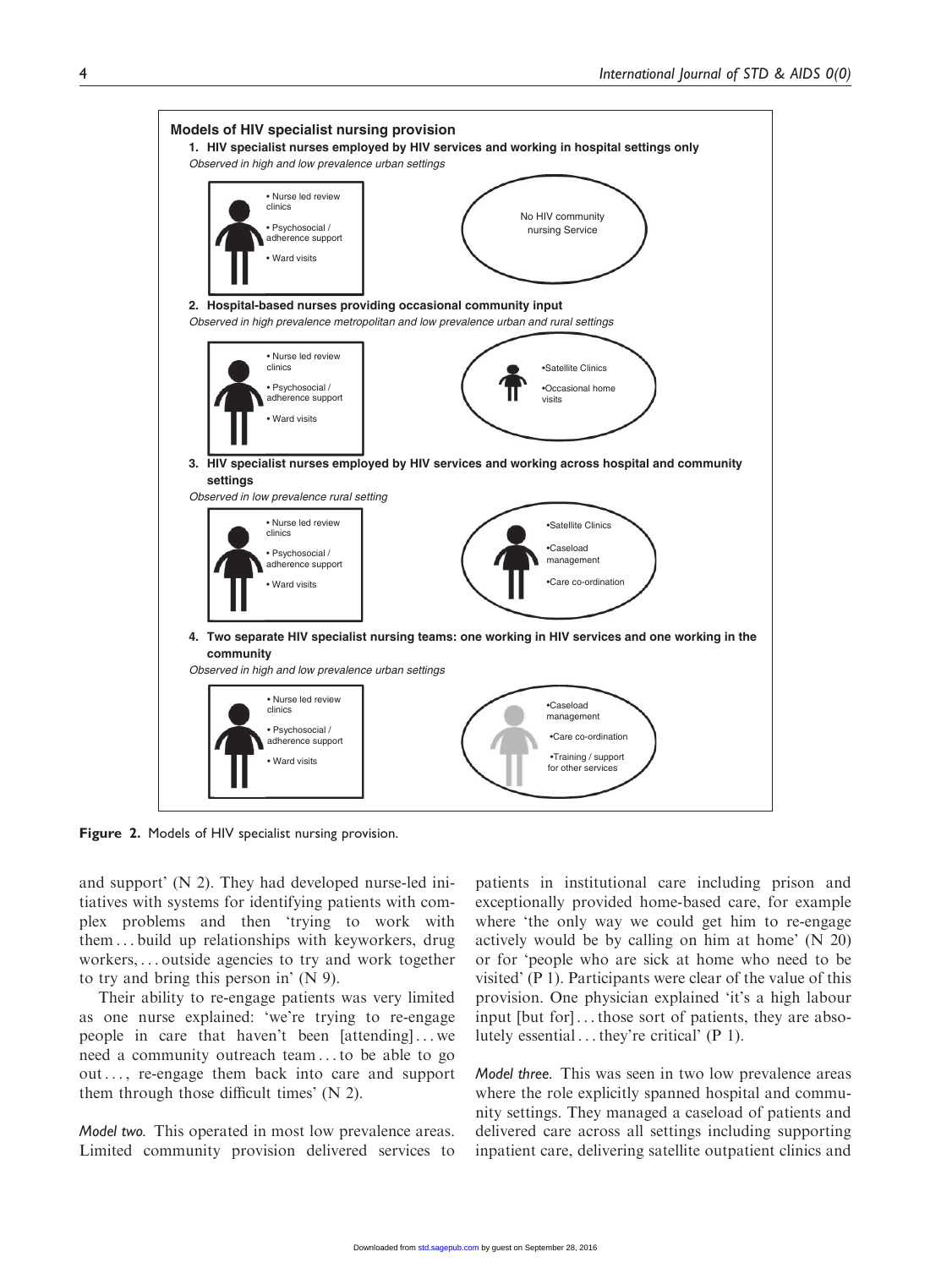**Models of HIV specialist nursing provision**

1. **HIV specialist nurses employed by HIV services and working in hospital settings only**
   *Observed in high and low prevalence urban settings*
   - Nurse led review clinics
   - Psychosocial / adherence support
   - Ward visits

   No HIV community nursing Service

2. **Hospital-based nurses providing occasional community input**
   *Observed in high prevalence metropolitan and low prevalence urban and rural settings*
   - Nurse led review clinics
   - Psychosocial / adherence support
   - Ward visits

   - Satellite Clinics
   - Occasional home visits

3. **HIV specialist nurses employed by HIV services and working across hospital and community settings**
   *Observed in low prevalence rural setting*
   - Nurse led review clinics
   - Psychosocial / adherence support
   - Ward visits

   - Satellite Clinics
   - Caseload management
   - Care co-ordination

4. **Two separate HIV specialist nursing teams: one working in HIV services and one working in the community**
   *Observed in high and low prevalence urban settings*
   - Nurse led review clinics
   - Psychosocial / adherence support
   - Ward visits

   - Caseload management
   - Care co-ordination
   - Training / support for other services

**Figure 2.** Models of HIV specialist nursing provision.

and support' (N 2). They had developed nurse-led initiatives with systems for identifying patients with complex problems and then 'trying to work with them ... build up relationships with keyworkers, drug workers, ... outside agencies to try and work together to try and bring this person in' (N 9).

Their ability to re-engage patients was very limited as one nurse explained: 'we're trying to re-engage people in care that haven't been [attending] ... we need a community outreach team ... to be able to go out ..., re-engage them back into care and support them through those difficult times' (N 2).

*Model two.* This operated in most low prevalence areas. Limited community provision delivered services to patients in institutional care including prison and exceptionally provided home-based care, for example where 'the only way we could get him to re-engage actively would be by calling on him at home' (N 20) or for 'people who are sick at home who need to be visited' (P 1). Participants were clear of the value of this provision. One physician explained 'it's a high labour input [but for] ... those sort of patients, they are absolutely essential ... they're critical' (P 1).

*Model three.* This was seen in two low prevalence areas where the role explicitly spanned hospital and community settings. They managed a caseload of patients and delivered care across all settings including supporting inpatient care, delivering satellite outpatient clinics and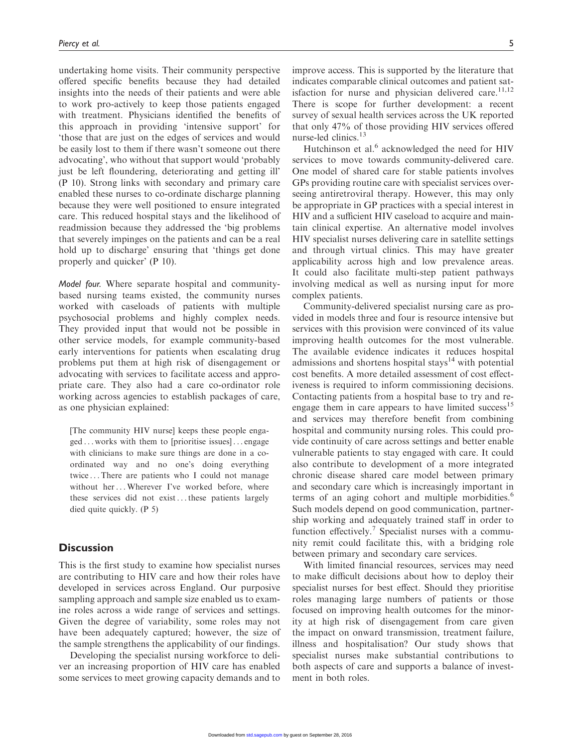undertaking home visits. Their community perspective offered specific benefits because they had detailed insights into the needs of their patients and were able to work pro-actively to keep those patients engaged with treatment. Physicians identified the benefits of this approach in providing 'intensive support' for 'those that are just on the edges of services and would be easily lost to them if there wasn't someone out there advocating', who without that support would 'probably just be left floundering, deteriorating and getting ill' (P 10). Strong links with secondary and primary care enabled these nurses to co-ordinate discharge planning because they were well positioned to ensure integrated care. This reduced hospital stays and the likelihood of readmission because they addressed the 'big problems that severely impinges on the patients and can be a real hold up to discharge' ensuring that 'things get done properly and quicker' (P 10).

*Model four.* Where separate hospital and community-based nursing teams existed, the community nurses worked with caseloads of patients with multiple psychosocial problems and highly complex needs. They provided input that would not be possible in other service models, for example community-based early interventions for patients when escalating drug problems put them at high risk of disengagement or advocating with services to facilitate access and appropriate care. They also had a care co-ordinator role working across agencies to establish packages of care, as one physician explained:

> [The community HIV nurse] keeps these people engaged . . . works with them to [prioritise issues] . . . engage with clinicians to make sure things are done in a co-ordinated way and no one's doing everything twice . . . There are patients who I could not manage without her . . . Wherever I've worked before, where these services did not exist . . . these patients largely died quite quickly. (P 5)

## Discussion

This is the first study to examine how specialist nurses are contributing to HIV care and how their roles have developed in services across England. Our purposive sampling approach and sample size enabled us to examine roles across a wide range of services and settings. Given the degree of variability, some roles may not have been adequately captured; however, the size of the sample strengthens the applicability of our findings.

Developing the specialist nursing workforce to deliver an increasing proportion of HIV care has enabled some services to meet growing capacity demands and to improve access. This is supported by the literature that indicates comparable clinical outcomes and patient satisfaction for nurse and physician delivered care.[11,12] There is scope for further development: a recent survey of sexual health services across the UK reported that only 47% of those providing HIV services offered nurse-led clinics.[13]

Hutchinson et al.[6] acknowledged the need for HIV services to move towards community-delivered care. One model of shared care for stable patients involves GPs providing routine care with specialist services overseeing antiretroviral therapy. However, this may only be appropriate in GP practices with a special interest in HIV and a sufficient HIV caseload to acquire and maintain clinical expertise. An alternative model involves HIV specialist nurses delivering care in satellite settings and through virtual clinics. This may have greater applicability across high and low prevalence areas. It could also facilitate multi-step patient pathways involving medical as well as nursing input for more complex patients.

Community-delivered specialist nursing care as provided in models three and four is resource intensive but services with this provision were convinced of its value improving health outcomes for the most vulnerable. The available evidence indicates it reduces hospital admissions and shortens hospital stays[14] with potential cost benefits. A more detailed assessment of cost effectiveness is required to inform commissioning decisions. Contacting patients from a hospital base to try and re-engage them in care appears to have limited success[15] and services may therefore benefit from combining hospital and community nursing roles. This could provide continuity of care across settings and better enable vulnerable patients to stay engaged with care. It could also contribute to development of a more integrated chronic disease shared care model between primary and secondary care which is increasingly important in terms of an aging cohort and multiple morbidities.[6] Such models depend on good communication, partnership working and adequately trained staff in order to function effectively.[7] Specialist nurses with a community remit could facilitate this, with a bridging role between primary and secondary care services.

With limited financial resources, services may need to make difficult decisions about how to deploy their specialist nurses for best effect. Should they prioritise roles managing large numbers of patients or those focused on improving health outcomes for the minority at high risk of disengagement from care given the impact on onward transmission, treatment failure, illness and hospitalisation? Our study shows that specialist nurses make substantial contributions to both aspects of care and supports a balance of investment in both roles.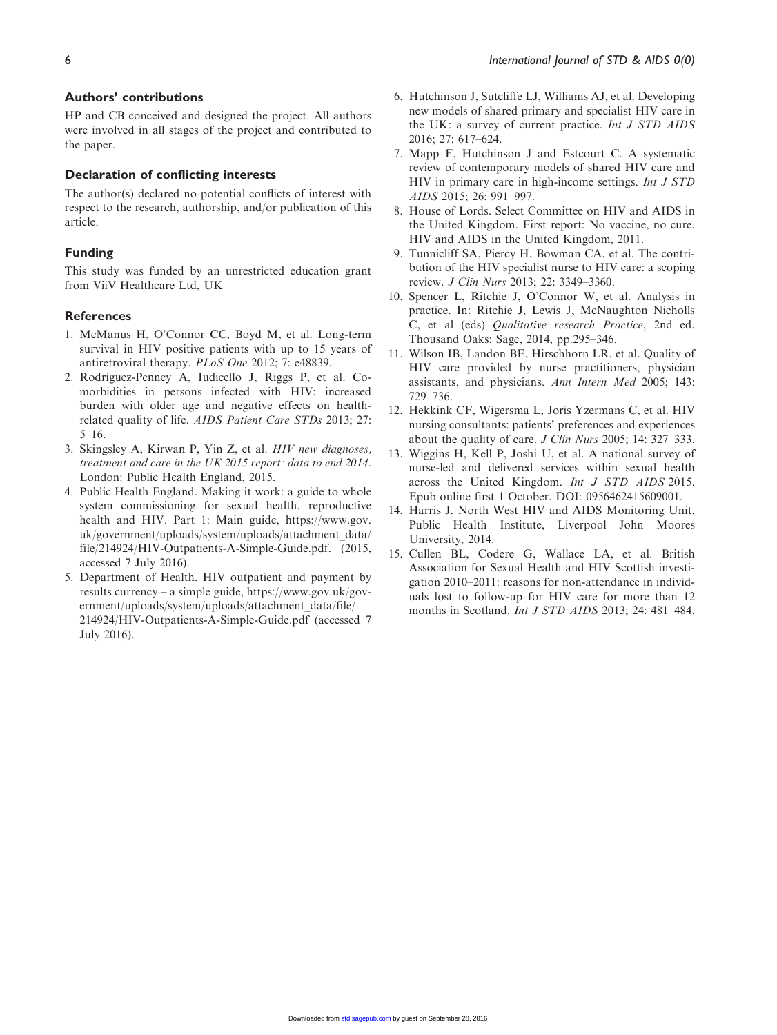## Authors' contributions

HP and CB conceived and designed the project. All authors were involved in all stages of the project and contributed to the paper.

## Declaration of conflicting interests

The author(s) declared no potential conflicts of interest with respect to the research, authorship, and/or publication of this article.

## Funding

This study was funded by an unrestricted education grant from ViiV Healthcare Ltd, UK

## References

1. McManus H, O'Connor CC, Boyd M, et al. Long-term survival in HIV positive patients with up to 15 years of antiretroviral therapy. *PLoS One* 2012; 7: e48839.
2. Rodriguez-Penney A, Iudicello J, Riggs P, et al. Co-morbidities in persons infected with HIV: increased burden with older age and negative effects on health-related quality of life. *AIDS Patient Care STDs* 2013; 27: 5–16.
3. Skingsley A, Kirwan P, Yin Z, et al. *HIV new diagnoses, treatment and care in the UK 2015 report: data to end 2014*. London: Public Health England, 2015.
4. Public Health England. Making it work: a guide to whole system commissioning for sexual health, reproductive health and HIV. Part 1: Main guide, https://www.gov.uk/government/uploads/system/uploads/attachment_data/file/214924/HIV-Outpatients-A-Simple-Guide.pdf. (2015, accessed 7 July 2016).
5. Department of Health. HIV outpatient and payment by results currency – a simple guide, https://www.gov.uk/government/uploads/system/uploads/attachment_data/file/214924/HIV-Outpatients-A-Simple-Guide.pdf (accessed 7 July 2016).
6. Hutchinson J, Sutcliffe LJ, Williams AJ, et al. Developing new models of shared primary and specialist HIV care in the UK: a survey of current practice. *Int J STD AIDS* 2016; 27: 617–624.
7. Mapp F, Hutchinson J and Estcourt C. A systematic review of contemporary models of shared HIV care and HIV in primary care in high-income settings. *Int J STD AIDS* 2015; 26: 991–997.
8. House of Lords. Select Committee on HIV and AIDS in the United Kingdom. First report: No vaccine, no cure. HIV and AIDS in the United Kingdom, 2011.
9. Tunnicliff SA, Piercy H, Bowman CA, et al. The contribution of the HIV specialist nurse to HIV care: a scoping review. *J Clin Nurs* 2013; 22: 3349–3360.
10. Spencer L, Ritchie J, O'Connor W, et al. Analysis in practice. In: Ritchie J, Lewis J, McNaughton Nicholls C, et al (eds) *Qualitative research Practice*, 2nd ed. Thousand Oaks: Sage, 2014, pp.295–346.
11. Wilson IB, Landon BE, Hirschhorn LR, et al. Quality of HIV care provided by nurse practitioners, physician assistants, and physicians. *Ann Intern Med* 2005; 143: 729–736.
12. Hekkink CF, Wigersma L, Joris Yzermans C, et al. HIV nursing consultants: patients' preferences and experiences about the quality of care. *J Clin Nurs* 2005; 14: 327–333.
13. Wiggins H, Kell P, Joshi U, et al. A national survey of nurse-led and delivered services within sexual health across the United Kingdom. *Int J STD AIDS* 2015. Epub online first 1 October. DOI: 0956462415609001.
14. Harris J. North West HIV and AIDS Monitoring Unit. Public Health Institute, Liverpool John Moores University, 2014.
15. Cullen BL, Codere G, Wallace LA, et al. British Association for Sexual Health and HIV Scottish investigation 2010–2011: reasons for non-attendance in individuals lost to follow-up for HIV care for more than 12 months in Scotland. *Int J STD AIDS* 2013; 24: 481–484.